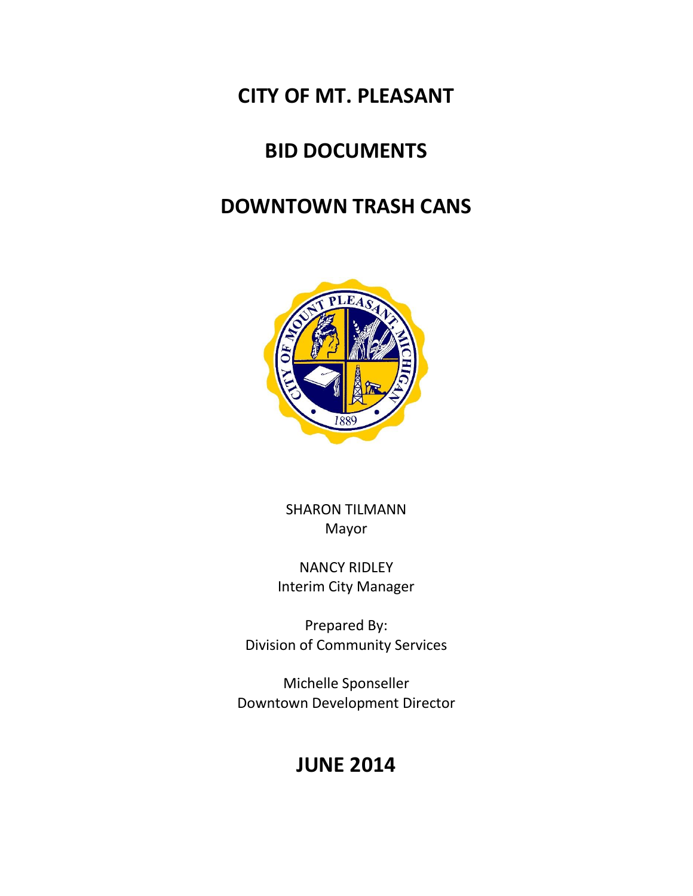# CITY OF MT. PLEASANT

# BID DOCUMENTS

# DOWNTOWN TRASH CANS

SHARON TILMANN
Mayor

NANCY RIDLEY
Interim City Manager

Prepared By:
Division of Community Services

Michelle Sponseller
Downtown Development Director

## JUNE 2014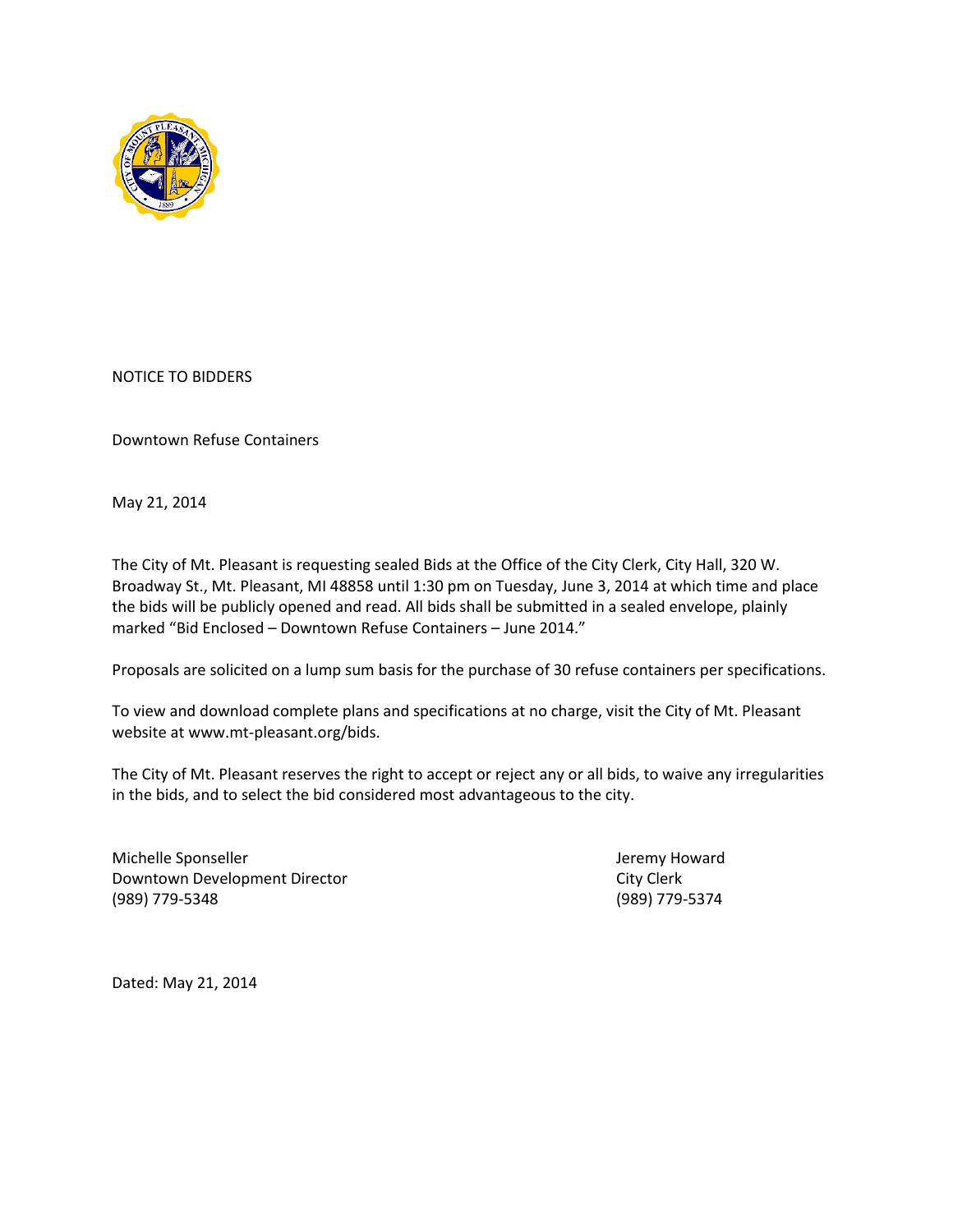NOTICE TO BIDDERS

Downtown Refuse Containers

May 21, 2014

The City of Mt. Pleasant is requesting sealed Bids at the Office of the City Clerk, City Hall, 320 W. Broadway St., Mt. Pleasant, MI 48858 until 1:30 pm on Tuesday, June 3, 2014 at which time and place the bids will be publicly opened and read. All bids shall be submitted in a sealed envelope, plainly marked "Bid Enclosed – Downtown Refuse Containers – June 2014."

Proposals are solicited on a lump sum basis for the purchase of 30 refuse containers per specifications.

To view and download complete plans and specifications at no charge, visit the City of Mt. Pleasant website at www.mt-pleasant.org/bids.

The City of Mt. Pleasant reserves the right to accept or reject any or all bids, to waive any irregularities in the bids, and to select the bid considered most advantageous to the city.

Michelle Sponseller
Downtown Development Director
(989) 779-5348

Jeremy Howard
City Clerk
(989) 779-5374

Dated: May 21, 2014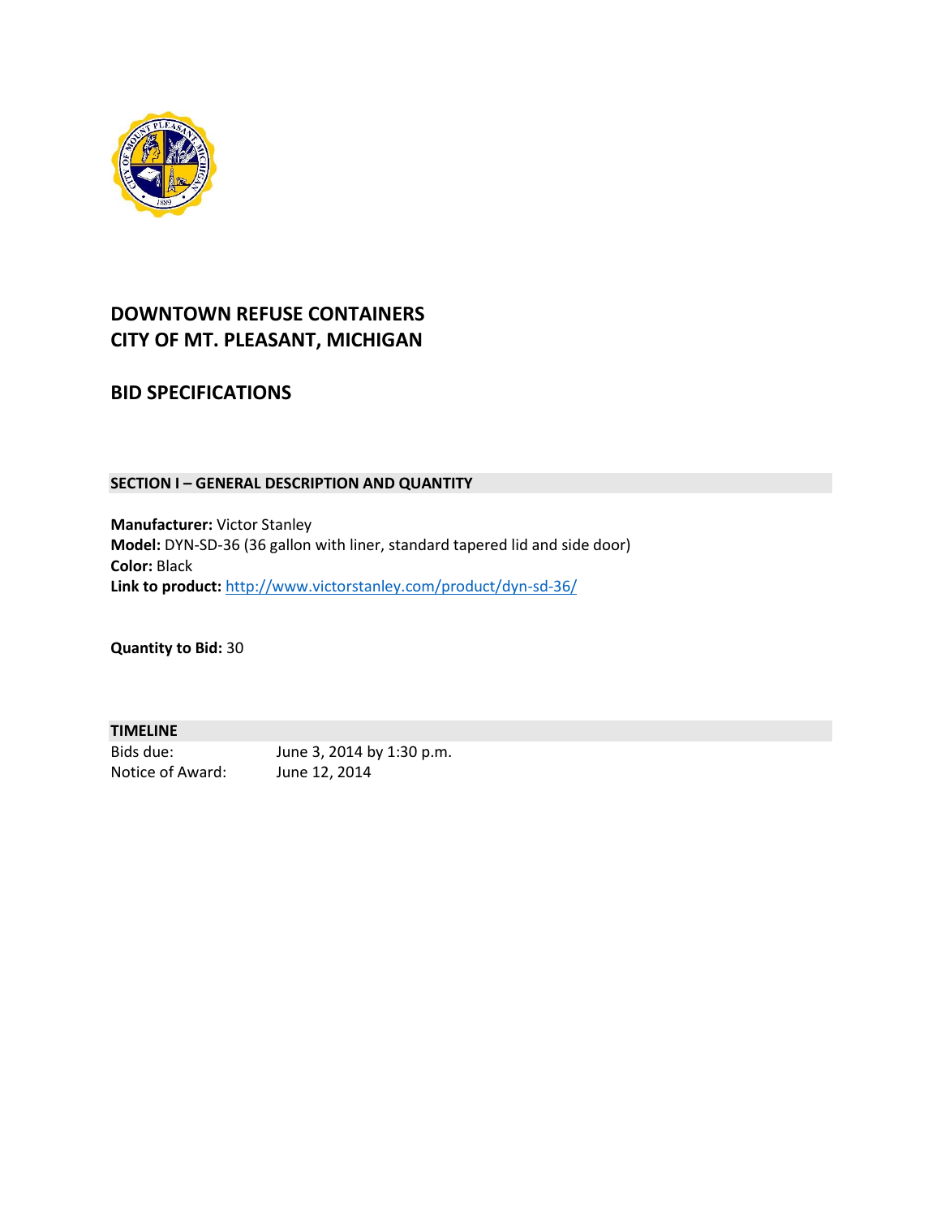# DOWNTOWN REFUSE CONTAINERS
# CITY OF MT. PLEASANT, MICHIGAN

## BID SPECIFICATIONS

### SECTION I – GENERAL DESCRIPTION AND QUANTITY

**Manufacturer:** Victor Stanley
**Model:** DYN-SD-36 (36 gallon with liner, standard tapered lid and side door)
**Color:** Black
**Link to product:** http://www.victorstanley.com/product/dyn-sd-36/

**Quantity to Bid:** 30

### TIMELINE

| | |
|---|---|
| Bids due: | June 3, 2014 by 1:30 p.m. |
| Notice of Award: | June 12, 2014 |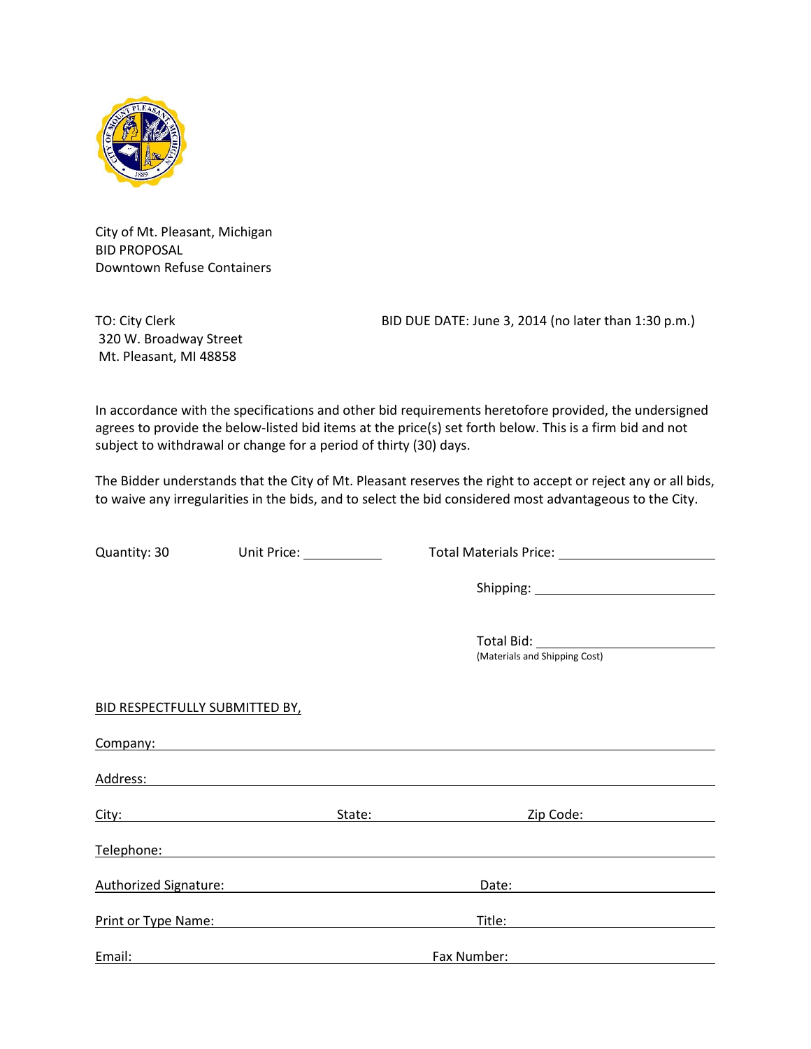City of Mt. Pleasant, Michigan
BID PROPOSAL
Downtown Refuse Containers

TO: City Clerk
320 W. Broadway Street
Mt. Pleasant, MI 48858

BID DUE DATE: June 3, 2014 (no later than 1:30 p.m.)

In accordance with the specifications and other bid requirements heretofore provided, the undersigned agrees to provide the below-listed bid items at the price(s) set forth below. This is a firm bid and not subject to withdrawal or change for a period of thirty (30) days.

The Bidder understands that the City of Mt. Pleasant reserves the right to accept or reject any or all bids, to waive any irregularities in the bids, and to select the bid considered most advantageous to the City.

Quantity: 30 Unit Price: __________ Total Materials Price: ____________________

Shipping: ____________________

Total Bid: ____________________
(Materials and Shipping Cost)

BID RESPECTFULLY SUBMITTED BY,

Company: ____________________

Address: ____________________

City: __________ State: __________ Zip Code: __________

Telephone: ____________________

Authorized Signature: ____________________ Date: __________

Print or Type Name: ____________________ Title: __________

Email: ____________________ Fax Number: __________